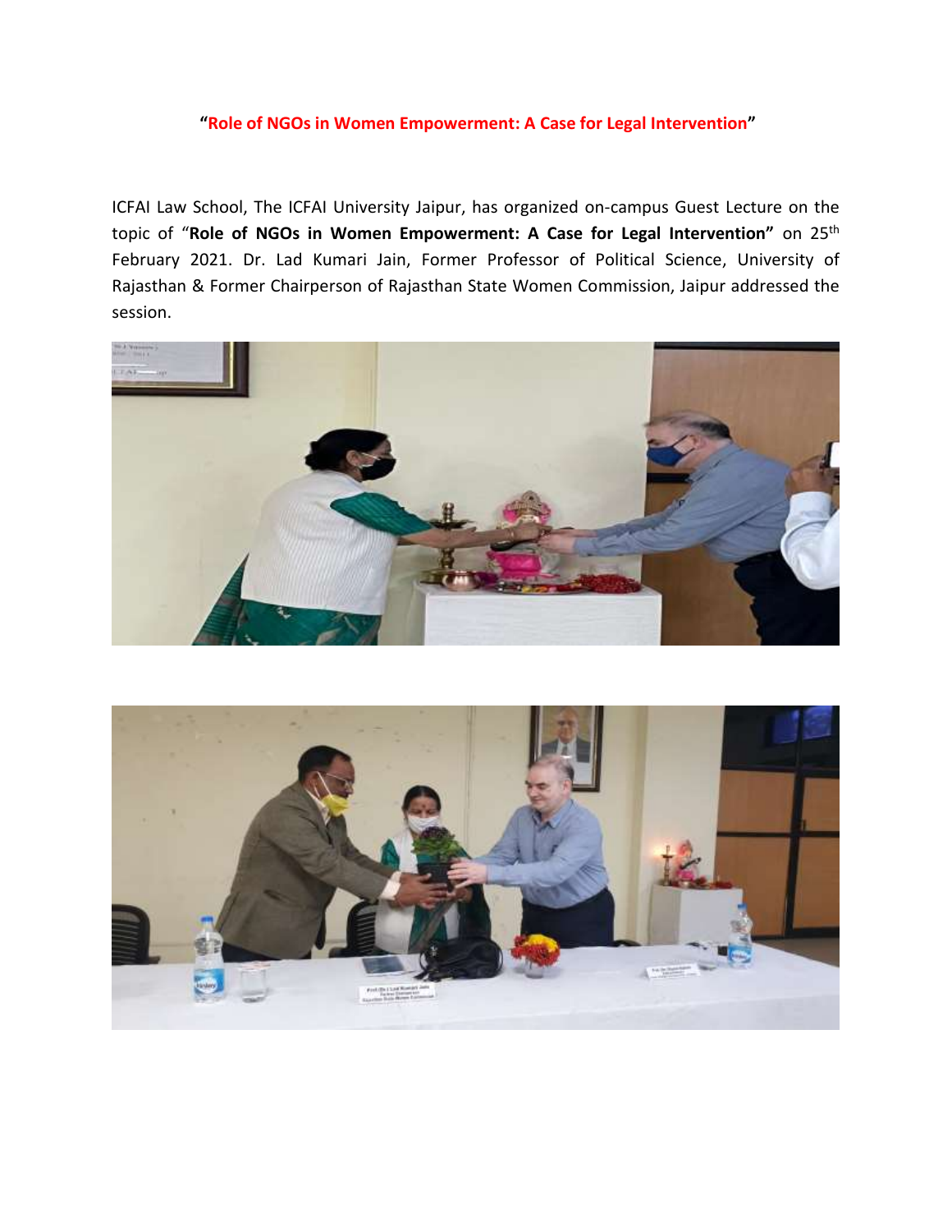**"Role of NGOs in Women Empowerment: A Case for Legal Intervention"**

ICFAI Law School, The ICFAI University Jaipur, has organized on-campus Guest Lecture on the topic of "**Role of NGOs in Women Empowerment: A Case for Legal Intervention"** on 25th February 2021. Dr. Lad Kumari Jain, Former Professor of Political Science, University of Rajasthan & Former Chairperson of Rajasthan State Women Commission, Jaipur addressed the session.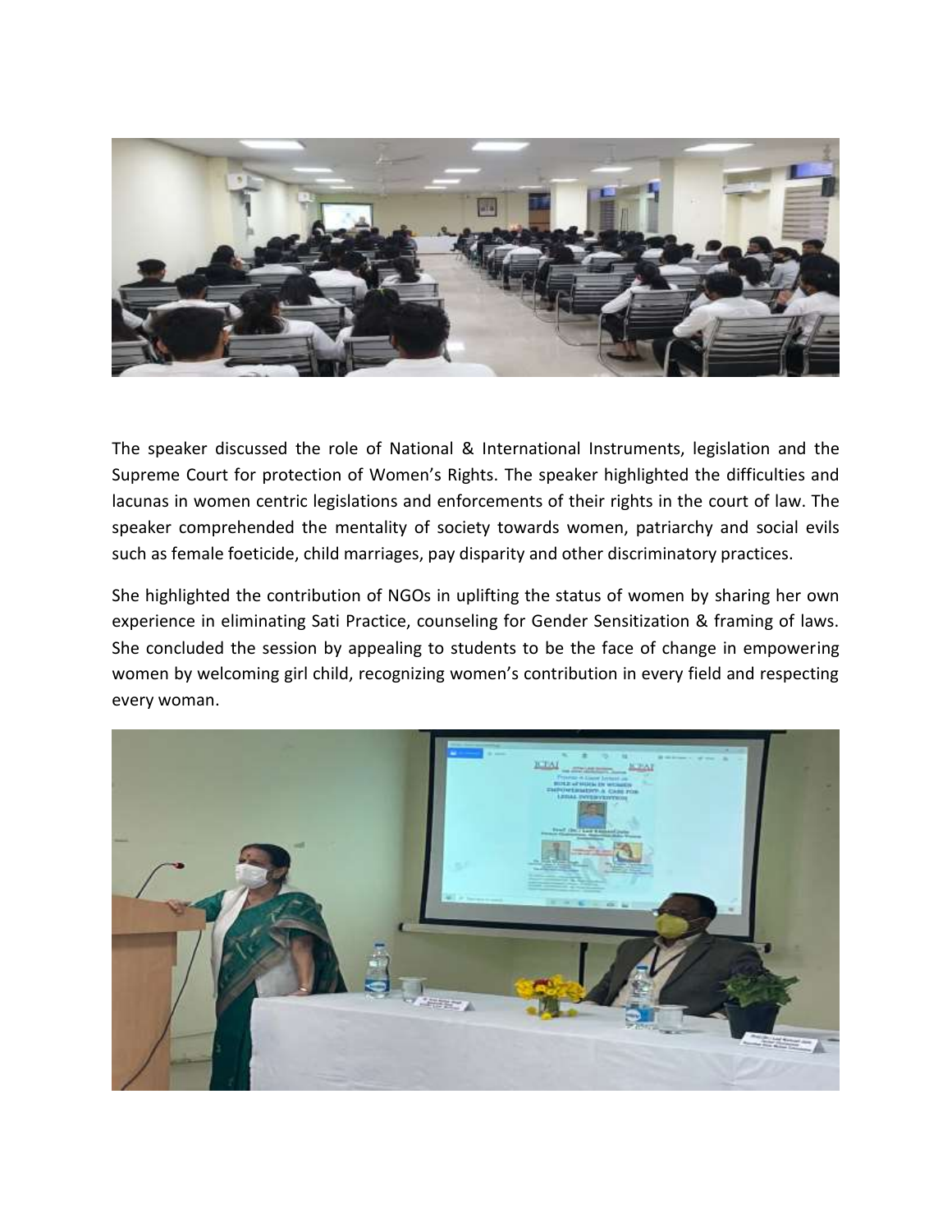The speaker discussed the role of National & International Instruments, legislation and the Supreme Court for protection of Women's Rights. The speaker highlighted the difficulties and lacunas in women centric legislations and enforcements of their rights in the court of law. The speaker comprehended the mentality of society towards women, patriarchy and social evils such as female foeticide, child marriages, pay disparity and other discriminatory practices.

She highlighted the contribution of NGOs in uplifting the status of women by sharing her own experience in eliminating Sati Practice, counseling for Gender Sensitization & framing of laws. She concluded the session by appealing to students to be the face of change in empowering women by welcoming girl child, recognizing women's contribution in every field and respecting every woman.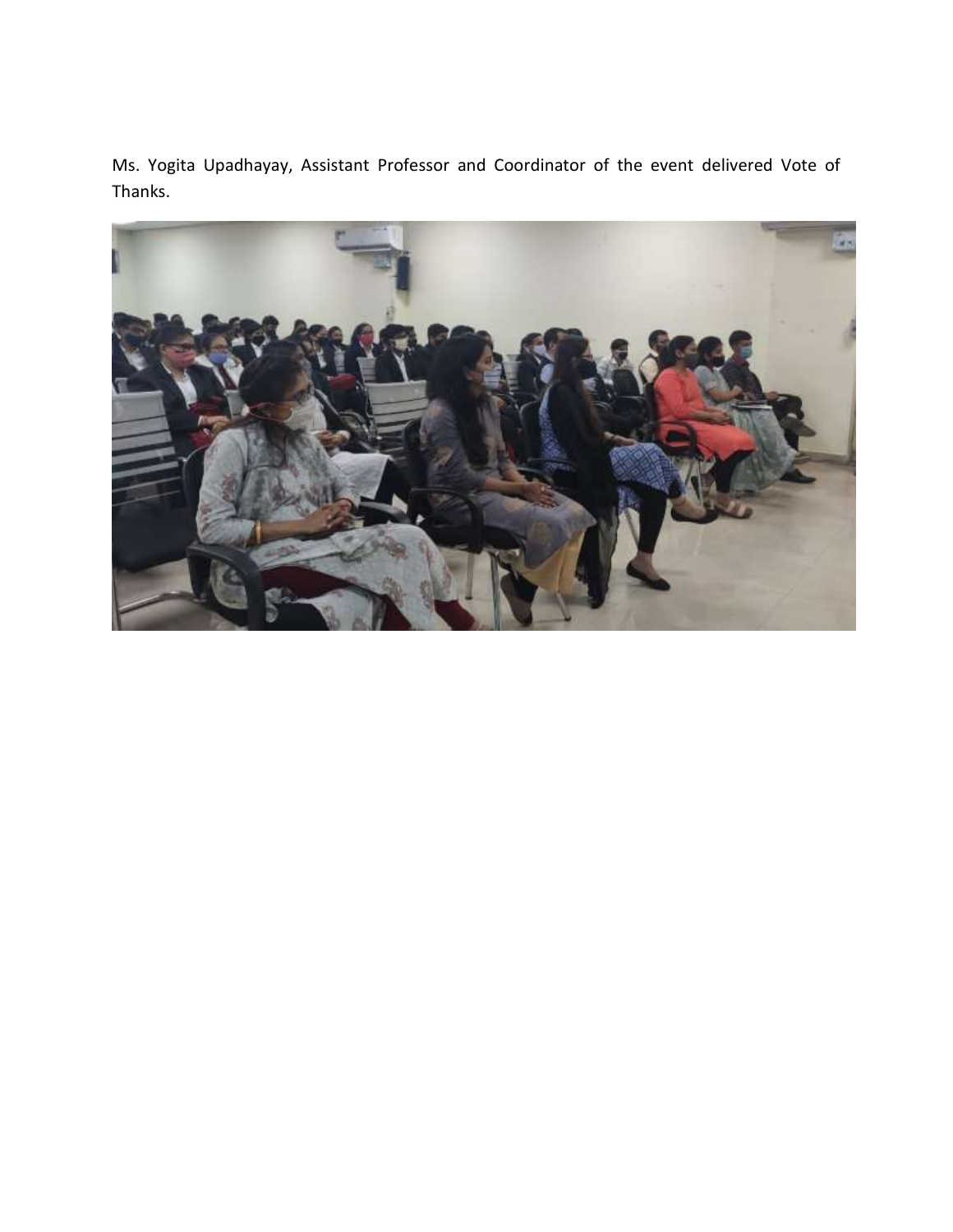Ms. Yogita Upadhayay, Assistant Professor and Coordinator of the event delivered Vote of Thanks.